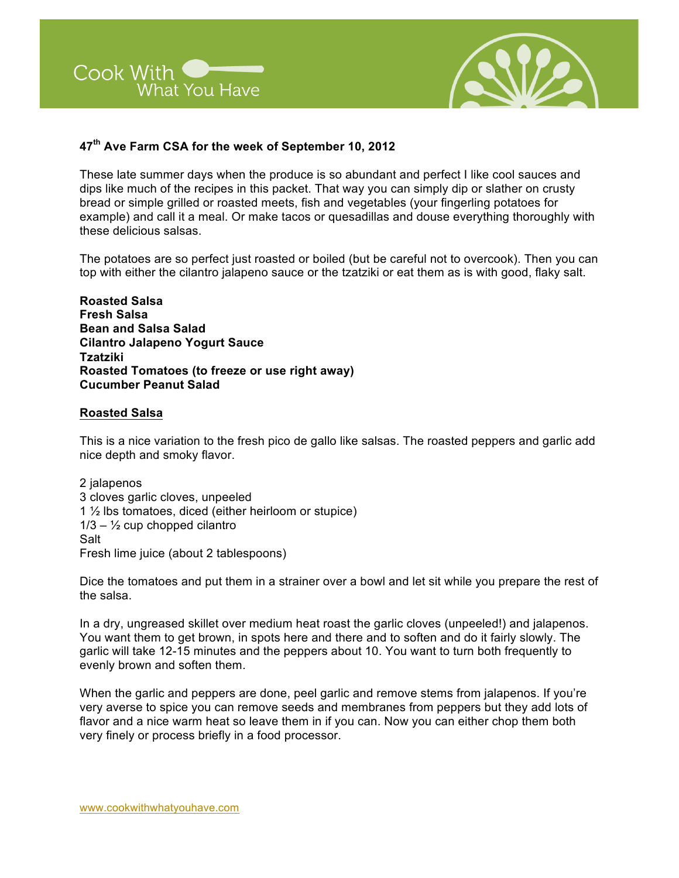Cook With What You Have

## 47th Ave Farm CSA for the week of September 10, 2012

These late summer days when the produce is so abundant and perfect I like cool sauces and dips like much of the recipes in this packet. That way you can simply dip or slather on crusty bread or simple grilled or roasted meets, fish and vegetables (your fingerling potatoes for example) and call it a meal. Or make tacos or quesadillas and douse everything thoroughly with these delicious salsas.

The potatoes are so perfect just roasted or boiled (but be careful not to overcook). Then you can top with either the cilantro jalapeno sauce or the tzatziki or eat them as is with good, flaky salt.

**Roasted Salsa**
**Fresh Salsa**
**Bean and Salsa Salad**
**Cilantro Jalapeno Yogurt Sauce**
**Tzatziki**
**Roasted Tomatoes (to freeze or use right away)**
**Cucumber Peanut Salad**

### Roasted Salsa

This is a nice variation to the fresh pico de gallo like salsas. The roasted peppers and garlic add nice depth and smoky flavor.

2 jalapenos
3 cloves garlic cloves, unpeeled
1 ½ lbs tomatoes, diced (either heirloom or stupice)
1/3 – ½ cup chopped cilantro
Salt
Fresh lime juice (about 2 tablespoons)

Dice the tomatoes and put them in a strainer over a bowl and let sit while you prepare the rest of the salsa.

In a dry, ungreased skillet over medium heat roast the garlic cloves (unpeeled!) and jalapenos. You want them to get brown, in spots here and there and to soften and do it fairly slowly. The garlic will take 12-15 minutes and the peppers about 10. You want to turn both frequently to evenly brown and soften them.

When the garlic and peppers are done, peel garlic and remove stems from jalapenos. If you're very averse to spice you can remove seeds and membranes from peppers but they add lots of flavor and a nice warm heat so leave them in if you can. Now you can either chop them both very finely or process briefly in a food processor.

www.cookwithwhatyouhave.com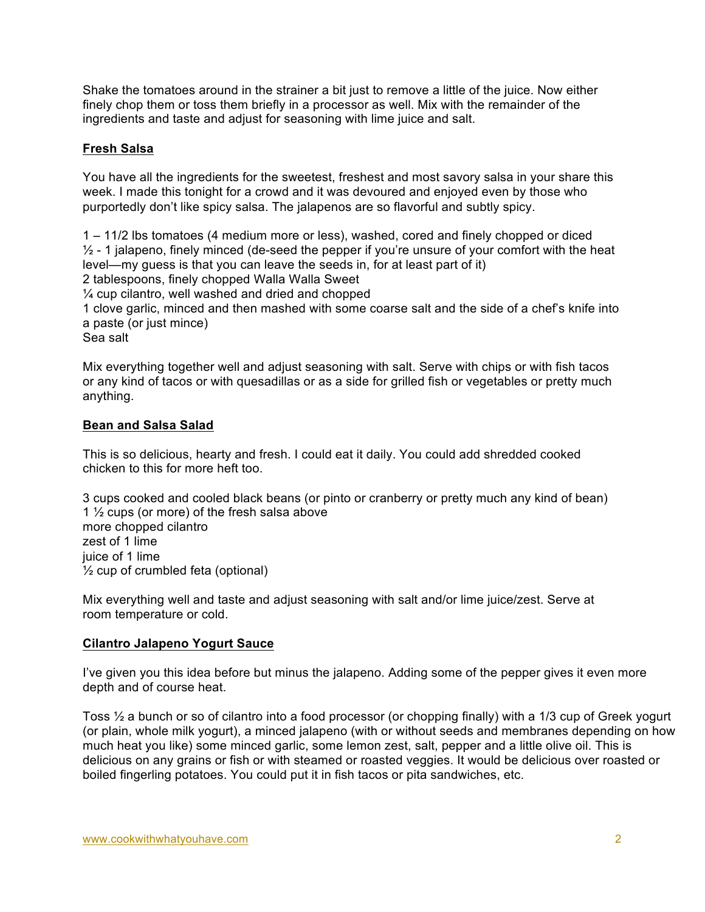Shake the tomatoes around in the strainer a bit just to remove a little of the juice. Now either finely chop them or toss them briefly in a processor as well. Mix with the remainder of the ingredients and taste and adjust for seasoning with lime juice and salt.

## Fresh Salsa

You have all the ingredients for the sweetest, freshest and most savory salsa in your share this week. I made this tonight for a crowd and it was devoured and enjoyed even by those who purportedly don't like spicy salsa. The jalapenos are so flavorful and subtly spicy.

1 – 11/2 lbs tomatoes (4 medium more or less), washed, cored and finely chopped or diced
½ - 1 jalapeno, finely minced (de-seed the pepper if you're unsure of your comfort with the heat level—my guess is that you can leave the seeds in, for at least part of it)
2 tablespoons, finely chopped Walla Walla Sweet
¼ cup cilantro, well washed and dried and chopped
1 clove garlic, minced and then mashed with some coarse salt and the side of a chef's knife into a paste (or just mince)
Sea salt

Mix everything together well and adjust seasoning with salt. Serve with chips or with fish tacos or any kind of tacos or with quesadillas or as a side for grilled fish or vegetables or pretty much anything.

## Bean and Salsa Salad

This is so delicious, hearty and fresh. I could eat it daily. You could add shredded cooked chicken to this for more heft too.

3 cups cooked and cooled black beans (or pinto or cranberry or pretty much any kind of bean)
1 ½ cups (or more) of the fresh salsa above
more chopped cilantro
zest of 1 lime
juice of 1 lime
½ cup of crumbled feta (optional)

Mix everything well and taste and adjust seasoning with salt and/or lime juice/zest. Serve at room temperature or cold.

## Cilantro Jalapeno Yogurt Sauce

I've given you this idea before but minus the jalapeno. Adding some of the pepper gives it even more depth and of course heat.

Toss ½ a bunch or so of cilantro into a food processor (or chopping finally) with a 1/3 cup of Greek yogurt (or plain, whole milk yogurt), a minced jalapeno (with or without seeds and membranes depending on how much heat you like) some minced garlic, some lemon zest, salt, pepper and a little olive oil. This is delicious on any grains or fish or with steamed or roasted veggies. It would be delicious over roasted or boiled fingerling potatoes. You could put it in fish tacos or pita sandwiches, etc.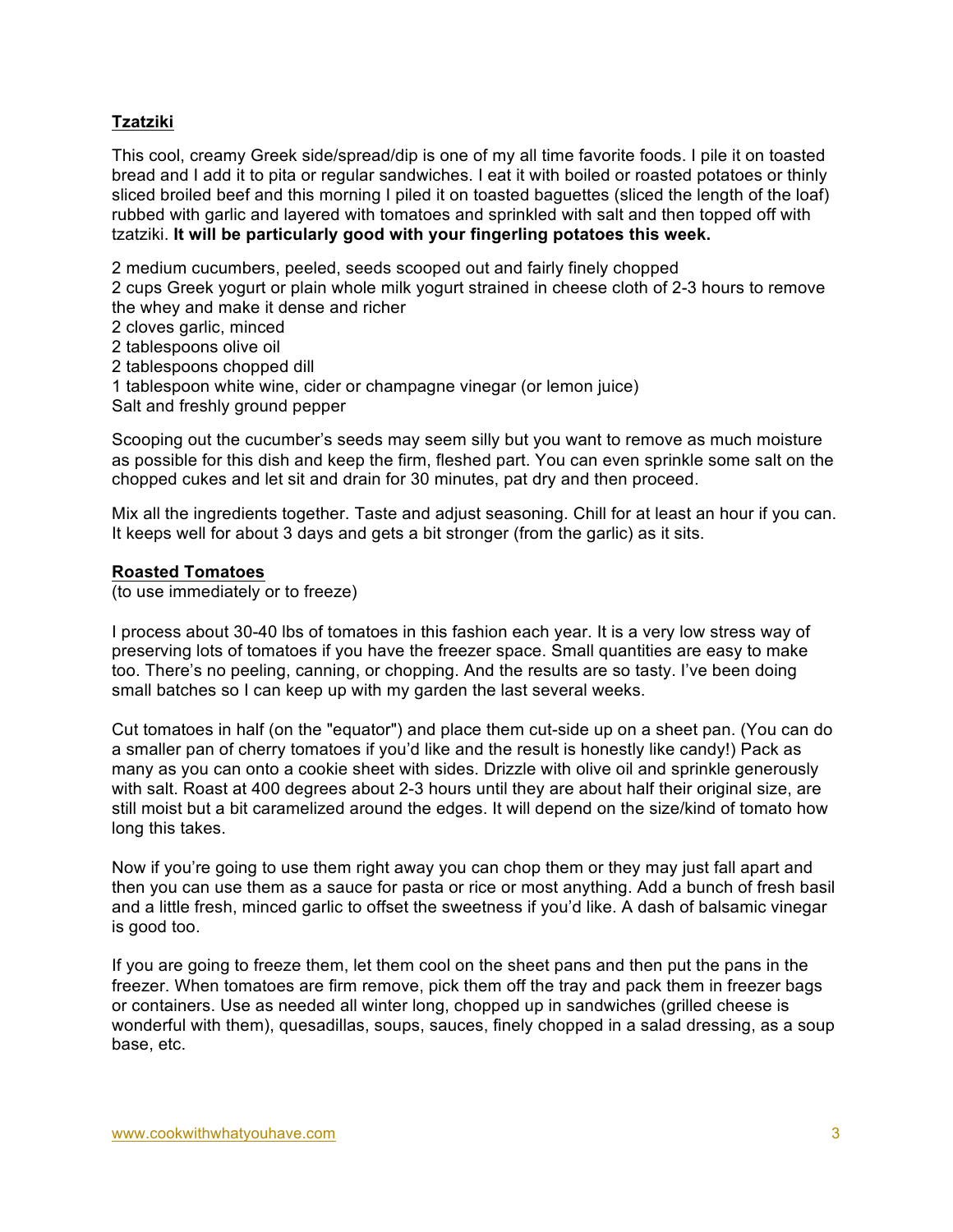## <u>Tzatziki</u>

This cool, creamy Greek side/spread/dip is one of my all time favorite foods. I pile it on toasted bread and I add it to pita or regular sandwiches. I eat it with boiled or roasted potatoes or thinly sliced broiled beef and this morning I piled it on toasted baguettes (sliced the length of the loaf) rubbed with garlic and layered with tomatoes and sprinkled with salt and then topped off with tzatziki. **It will be particularly good with your fingerling potatoes this week.**

2 medium cucumbers, peeled, seeds scooped out and fairly finely chopped
2 cups Greek yogurt or plain whole milk yogurt strained in cheese cloth of 2-3 hours to remove the whey and make it dense and richer
2 cloves garlic, minced
2 tablespoons olive oil
2 tablespoons chopped dill
1 tablespoon white wine, cider or champagne vinegar (or lemon juice)
Salt and freshly ground pepper

Scooping out the cucumber's seeds may seem silly but you want to remove as much moisture as possible for this dish and keep the firm, fleshed part. You can even sprinkle some salt on the chopped cukes and let sit and drain for 30 minutes, pat dry and then proceed.

Mix all the ingredients together. Taste and adjust seasoning. Chill for at least an hour if you can. It keeps well for about 3 days and gets a bit stronger (from the garlic) as it sits.

## <u>Roasted Tomatoes</u>

(to use immediately or to freeze)

I process about 30-40 lbs of tomatoes in this fashion each year. It is a very low stress way of preserving lots of tomatoes if you have the freezer space. Small quantities are easy to make too. There's no peeling, canning, or chopping. And the results are so tasty. I've been doing small batches so I can keep up with my garden the last several weeks.

Cut tomatoes in half (on the "equator") and place them cut-side up on a sheet pan. (You can do a smaller pan of cherry tomatoes if you'd like and the result is honestly like candy!) Pack as many as you can onto a cookie sheet with sides. Drizzle with olive oil and sprinkle generously with salt. Roast at 400 degrees about 2-3 hours until they are about half their original size, are still moist but a bit caramelized around the edges. It will depend on the size/kind of tomato how long this takes.

Now if you're going to use them right away you can chop them or they may just fall apart and then you can use them as a sauce for pasta or rice or most anything. Add a bunch of fresh basil and a little fresh, minced garlic to offset the sweetness if you'd like. A dash of balsamic vinegar is good too.

If you are going to freeze them, let them cool on the sheet pans and then put the pans in the freezer. When tomatoes are firm remove, pick them off the tray and pack them in freezer bags or containers. Use as needed all winter long, chopped up in sandwiches (grilled cheese is wonderful with them), quesadillas, soups, sauces, finely chopped in a salad dressing, as a soup base, etc.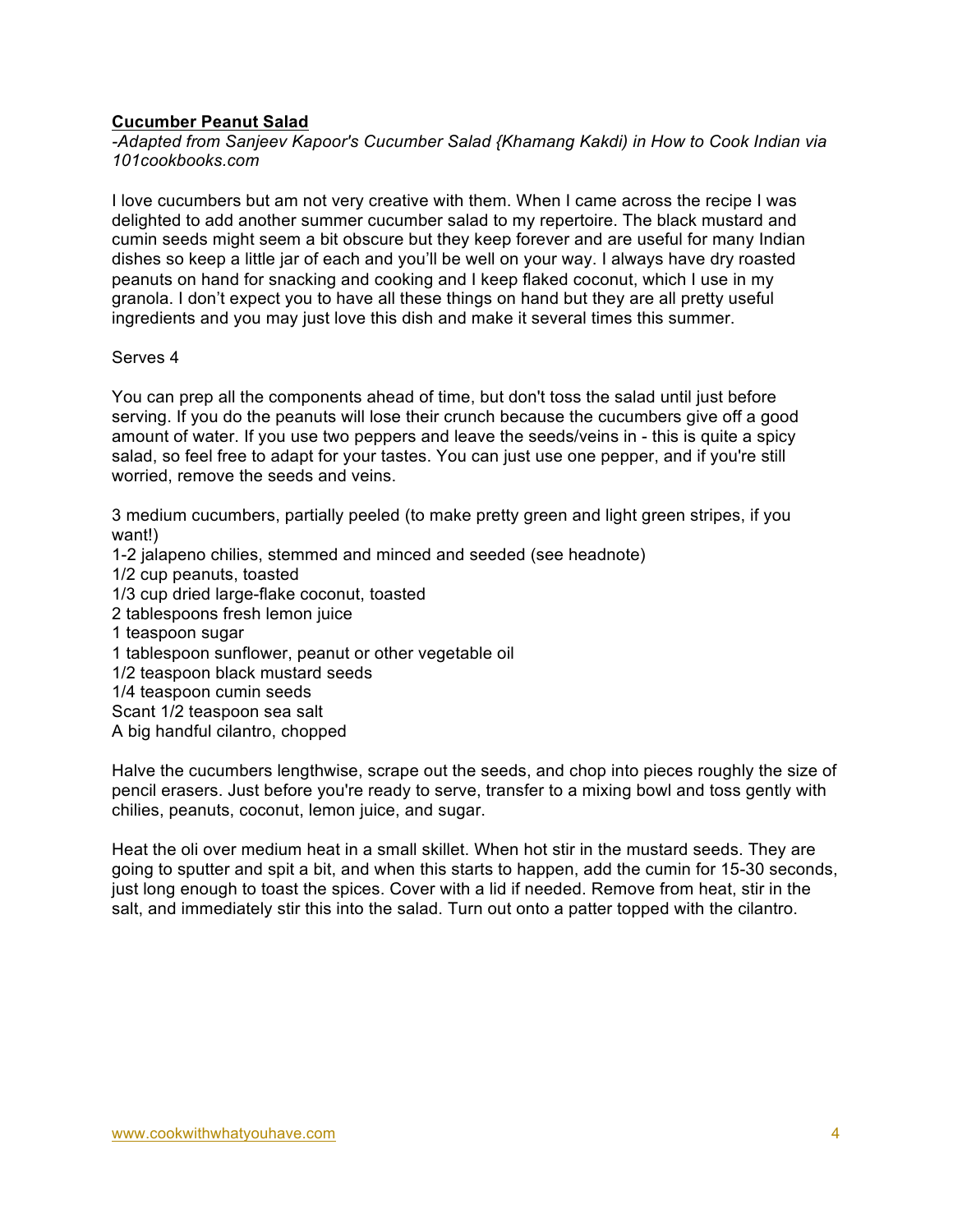## <u>Cucumber Peanut Salad</u>

*-Adapted from Sanjeev Kapoor's Cucumber Salad {Khamang Kakdi) in How to Cook Indian via 101cookbooks.com*

I love cucumbers but am not very creative with them. When I came across the recipe I was delighted to add another summer cucumber salad to my repertoire. The black mustard and cumin seeds might seem a bit obscure but they keep forever and are useful for many Indian dishes so keep a little jar of each and you'll be well on your way. I always have dry roasted peanuts on hand for snacking and cooking and I keep flaked coconut, which I use in my granola. I don't expect you to have all these things on hand but they are all pretty useful ingredients and you may just love this dish and make it several times this summer.

Serves 4

You can prep all the components ahead of time, but don't toss the salad until just before serving. If you do the peanuts will lose their crunch because the cucumbers give off a good amount of water. If you use two peppers and leave the seeds/veins in - this is quite a spicy salad, so feel free to adapt for your tastes. You can just use one pepper, and if you're still worried, remove the seeds and veins.

3 medium cucumbers, partially peeled (to make pretty green and light green stripes, if you want!)
1-2 jalapeno chilies, stemmed and minced and seeded (see headnote)
1/2 cup peanuts, toasted
1/3 cup dried large-flake coconut, toasted
2 tablespoons fresh lemon juice
1 teaspoon sugar
1 tablespoon sunflower, peanut or other vegetable oil
1/2 teaspoon black mustard seeds
1/4 teaspoon cumin seeds
Scant 1/2 teaspoon sea salt
A big handful cilantro, chopped

Halve the cucumbers lengthwise, scrape out the seeds, and chop into pieces roughly the size of pencil erasers. Just before you're ready to serve, transfer to a mixing bowl and toss gently with chilies, peanuts, coconut, lemon juice, and sugar.

Heat the oli over medium heat in a small skillet. When hot stir in the mustard seeds. They are going to sputter and spit a bit, and when this starts to happen, add the cumin for 15-30 seconds, just long enough to toast the spices. Cover with a lid if needed. Remove from heat, stir in the salt, and immediately stir this into the salad. Turn out onto a patter topped with the cilantro.